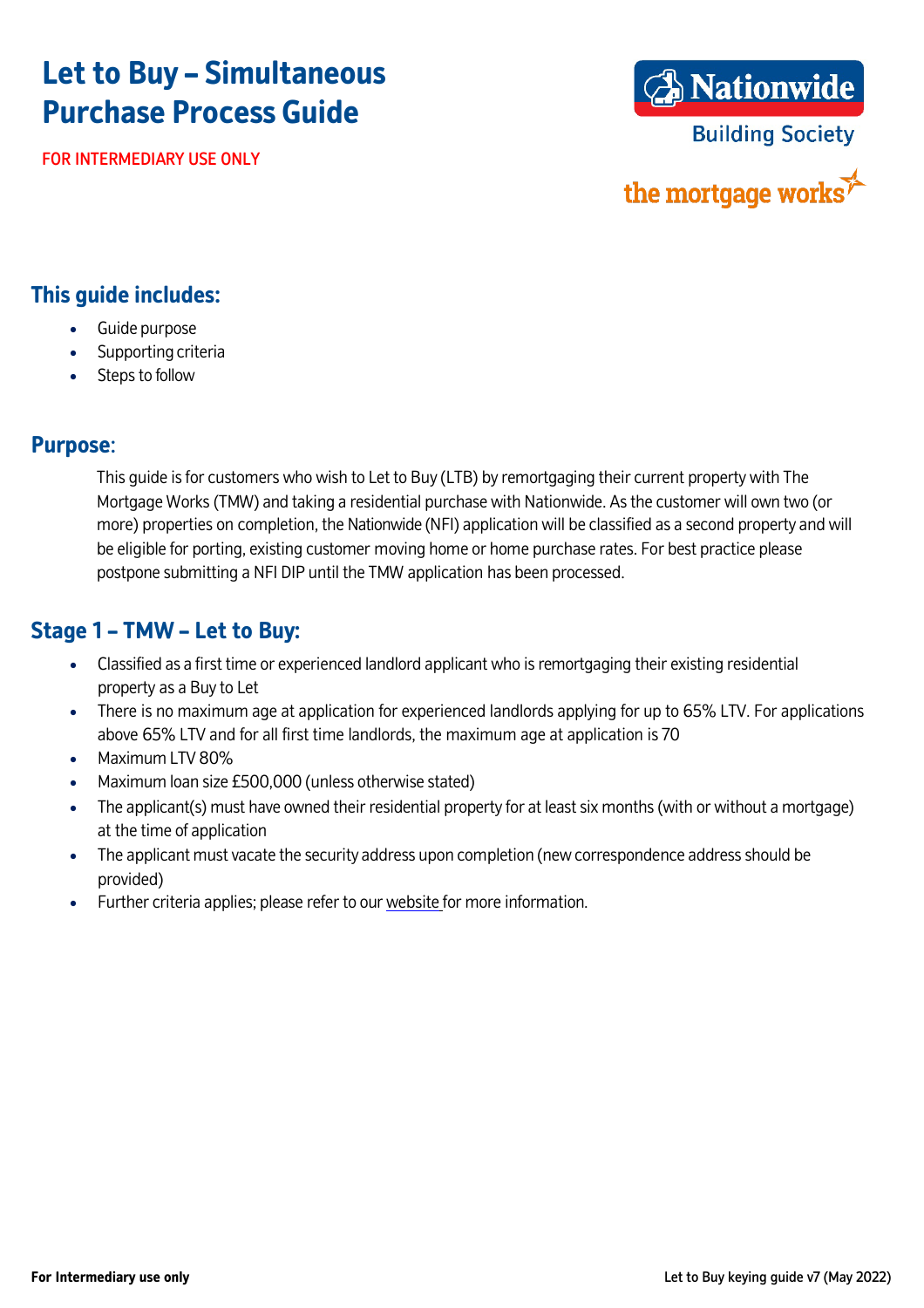# Let to Buy – Simultaneous Purchase Process Guide

FOR INTERMEDIARY USE ONLY

## This guide includes:

- Guide purpose
- Supporting criteria
- Steps to follow

## Purpose:

This guide is for customers who wish to Let to Buy (LTB) by remortgaging their current property with The Mortgage Works (TMW) and taking a residential purchase with Nationwide. As the customer will own two (or more) properties on completion, the Nationwide (NFI) application will be classified as a second property and will be eligible for porting, existing customer moving home or home purchase rates. For best practice please postpone submitting a NFI DIP until the TMW application has been processed.

## Stage 1 – TMW – Let to Buy:

- Classified as a first time or experienced landlord applicant who is remortgaging their existing residential property as a Buy to Let
- There is no maximum age at application for experienced landlords applying for up to 65% LTV. For applications above 65% LTV and for all first time landlords, the maximum age at application is 70
- Maximum LTV 80%
- Maximum loan size £500,000 (unless otherwise stated)
- The applicant(s) must have owned their residential property for at least six months (with or without a mortgage) at the time of application
- The applicant must vacate the security address upon completion (new correspondence address should be provided)
- Further criteria applies; please refer to our website for more information.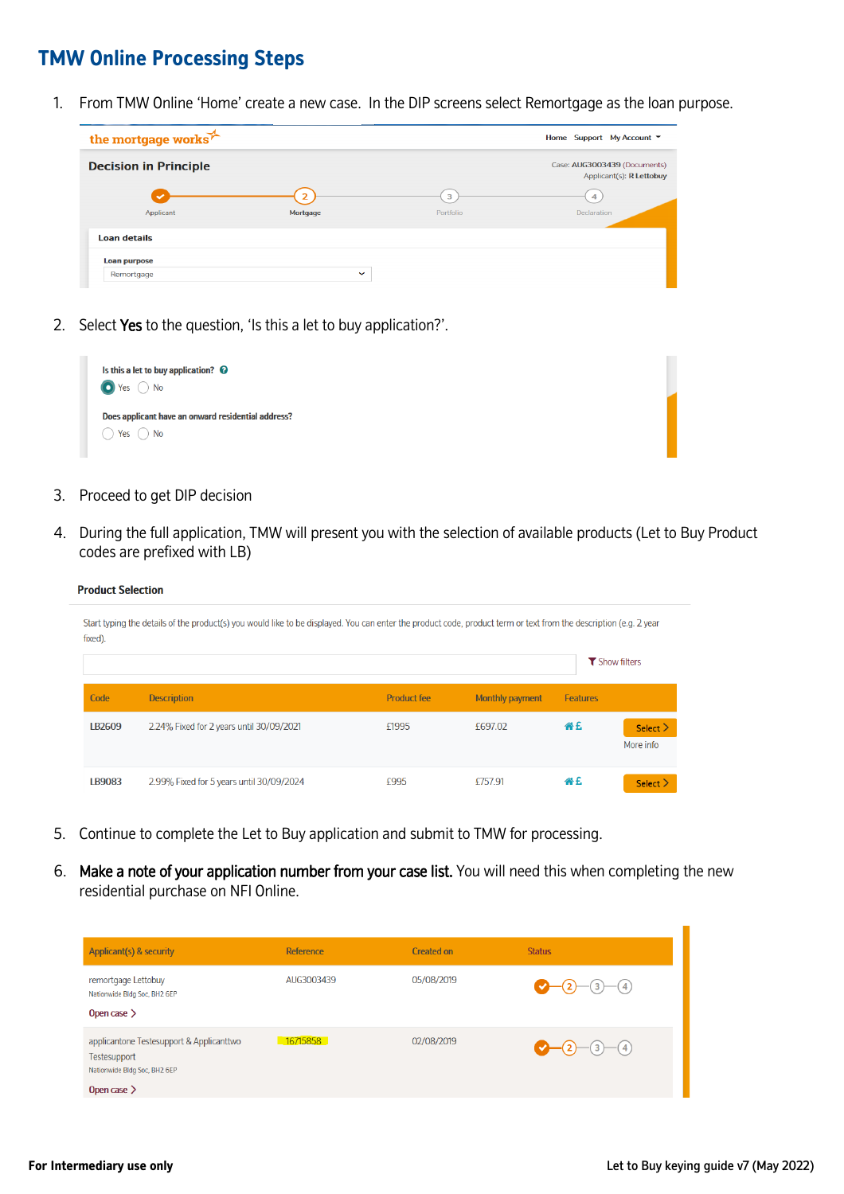## TMW Online Processing Steps

1. From TMW Online 'Home' create a new case. In the DIP screens select Remortgage as the loan purpose.

the mortgage works | Home Support My Account

**Decision in Principle**

Case: AUG3003439 (Documents)
Applicant(s): R Lettobuy

Applicant — Mortgage — Portfolio — Declaration

**Loan details**

Loan purpose: Remortgage

2. Select **Yes** to the question, 'Is this a let to buy application?'.

Is this a let to buy application? (•) Yes ( ) No

Does applicant have an onward residential address? ( ) Yes ( ) No

3. Proceed to get DIP decision

4. During the full application, TMW will present you with the selection of available products (Let to Buy Product codes are prefixed with LB)

**Product Selection**

Start typing the details of the product(s) you would like to be displayed. You can enter the product code, product term or text from the description (e.g. 2 year fixed).

Show filters

| Code | Description | Product fee | Monthly payment | Features | |
|---|---|---|---|---|---|
| LB2609 | 2.24% Fixed for 2 years until 30/09/2021 | £1995 | £697.02 | | Select / More info |
| LB9083 | 2.99% Fixed for 5 years until 30/09/2024 | £995 | £757.91 | | Select |

5. Continue to complete the Let to Buy application and submit to TMW for processing.

6. **Make a note of your application number from your case list.** You will need this when completing the new residential purchase on NFI Online.

| Applicant(s) & security | Reference | Created on | Status |
|---|---|---|---|
| remortgage Lettobuy<br>Nationwide Bldg Soc, BH2 6EP<br>Open case | AUG3003439 | 05/08/2019 | 1 – 2 – 3 – 4 |
| applicantone Testesupport & Applicanttwo Testesupport<br>Nationwide Bldg Soc, BH2 6EP<br>Open case | 16715858 | 02/08/2019 | 1 – 2 – 3 – 4 |

For Intermediary use only

Let to Buy keying guide v7 (May 2022)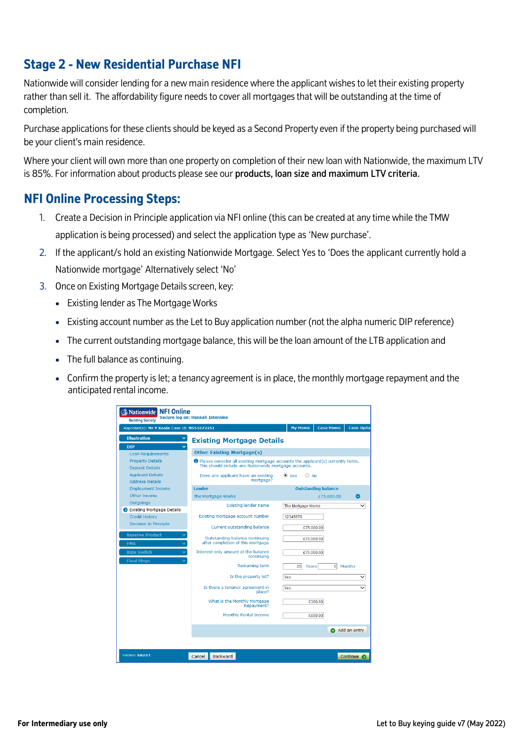## Stage 2 - New Residential Purchase NFI

Nationwide will consider lending for a new main residence where the applicant wishes to let their existing property rather than sell it. The affordability figure needs to cover all mortgages that will be outstanding at the time of completion.

Purchase applications for these clients should be keyed as a Second Property even if the property being purchased will be your client's main residence.

Where your client will own more than one property on completion of their new loan with Nationwide, the maximum LTV is 85%. For information about products please see our **products, loan size and maximum LTV criteria.**

## NFI Online Processing Steps:

1. Create a Decision in Principle application via NFI online (this can be created at any time while the TMW application is being processed) and select the application type as 'New purchase'.
2. If the applicant/s hold an existing Nationwide Mortgage. Select Yes to 'Does the applicant currently hold a Nationwide mortgage' Alternatively select 'No'
3. Once on Existing Mortgage Details screen, key:
   - Existing lender as The Mortgage Works
   - Existing account number as the Let to Buy application number (not the alpha numeric DIP reference)
   - The current outstanding mortgage balance, this will be the loan amount of the LTB application and
   - The full balance as continuing.
   - Confirm the property is let; a tenancy agreement is in place, the monthly mortgage repayment and the anticipated rental income.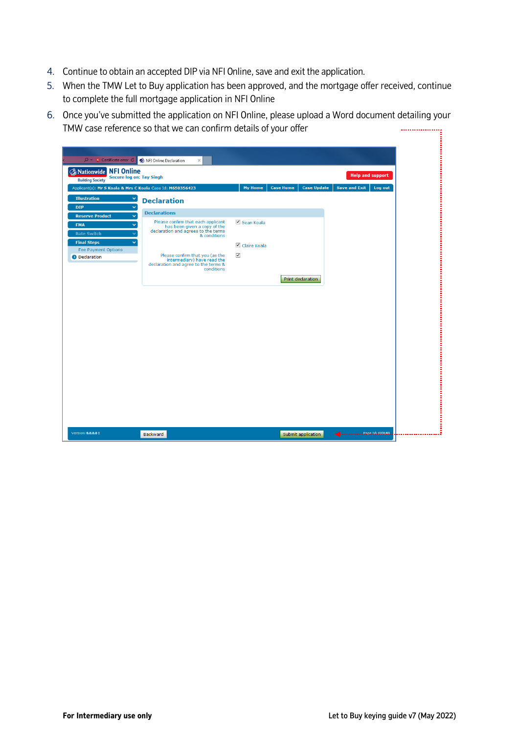4. Continue to obtain an accepted DIP via NFI Online, save and exit the application.
5. When the TMW Let to Buy application has been approved, and the mortgage offer received, continue to complete the full mortgage application in NFI Online
6. Once you've submitted the application on NFI Online, please upload a Word document detailing your TMW case reference so that we can confirm details of your offer

Certificate error

NFI Online Declaration

Nationwide Building Society

NFI Online

Secure log on: Tay Singh

Help and support

Applicant(s): Mr S Koala & Mrs C Koala Case Id: M650356423

My Home | Case Home | Case Update | Save and Exit | Log out

Illustration

DIP

Reserve Product

FMA

Rate Switch

Final Steps

Fee Payment Options

Declaration

Declaration

Declarations

Please confirm that each applicant has been given a copy of the declaration and agrees to the terms & conditions

☑ Sean Koala

☑ Claire Koala

Please confirm that you (as the intermediary) have read the declaration and agree to the terms & conditions

☑

Print declaration

Version: 8.0.0.0 1

Backward

Submit application

Page Id: FF3143

**For Intermediary use only**

Let to Buy keying guide v7 (May 2022)